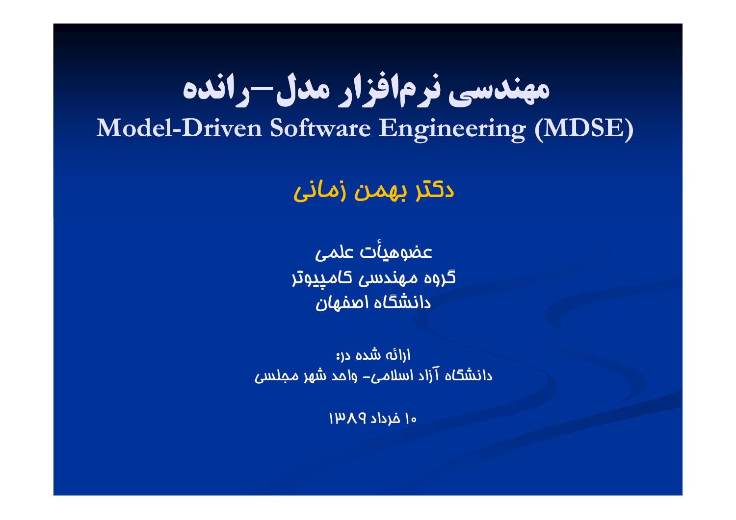# مهندسی نرم‌افزار مدل–رانده

## Model-Driven Software Engineering (MDSE)

**دکتر بهمن زمانی**

عضوهیأت علمی
گروه مهندسی کامپیوتر
دانشگاه اصفهان

ارائه شده در:
دانشگاه آزاد اسلامی- واحد شهر مجلسی

۱۰ خرداد ۱۳۸۹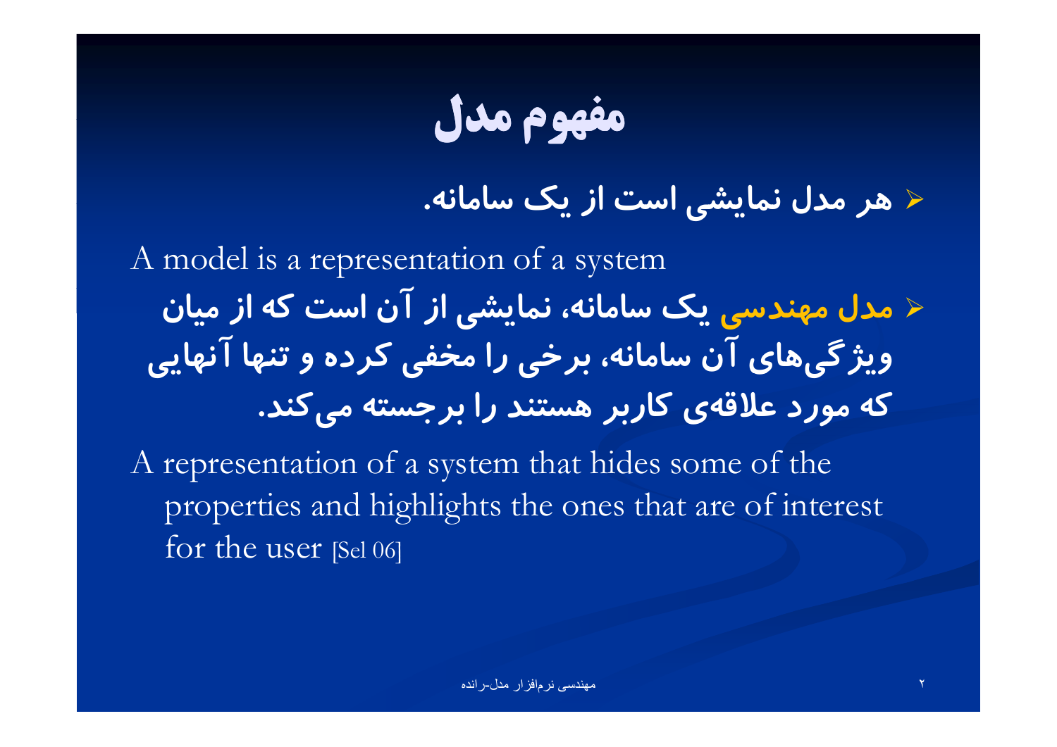# مفهوم مدل

- هر مدل نمایشی است از یک سامانه.

A model is a representation of a system

- **مدل مهندسی** یک سامانه، نمایشی از آن است که از میان ویژگی‌های آن سامانه، برخی را مخفی کرده و تنها آنهایی که مورد علاقه‌ی کاربر هستند را برجسته می‌کند.

A representation of a system that hides some of the properties and highlights the ones that are of interest for the user [Sel 06]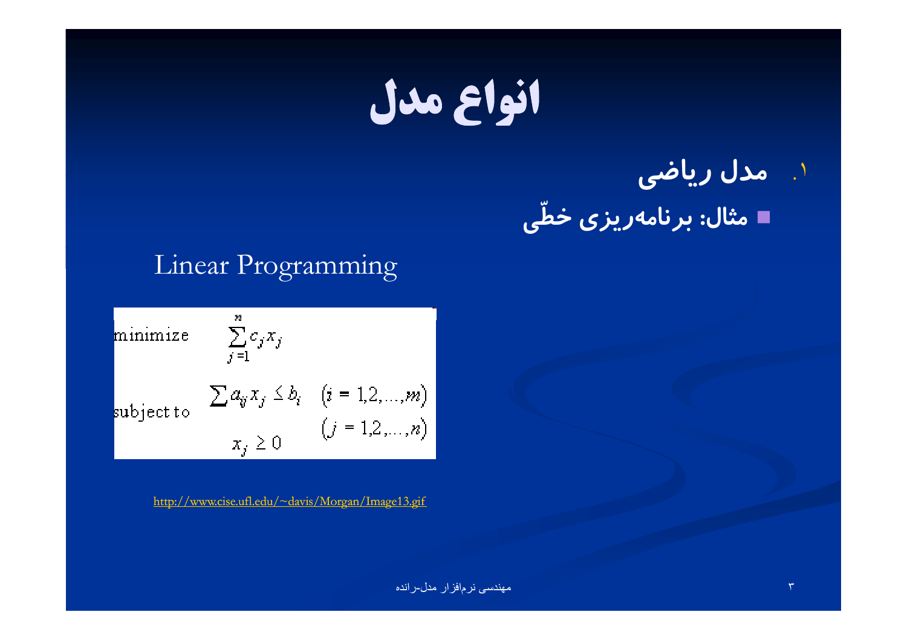# انواع مدل

۱. مدل ریاضی

- مثال: برنامه‌ریزی خطّی

Linear Programming

$$
\begin{aligned}
\text{minimize} \quad & \sum_{j=1}^{n} c_j x_j \\
\text{subject to} \quad & \sum a_{ij} x_j \le b_i \quad (i = 1,2,\ldots,m) \\
& x_j \ge 0 \quad (j = 1,2,\ldots,n)
\end{aligned}
$$

http://www.cise.ufl.edu/~davis/Morgan/Image13.gif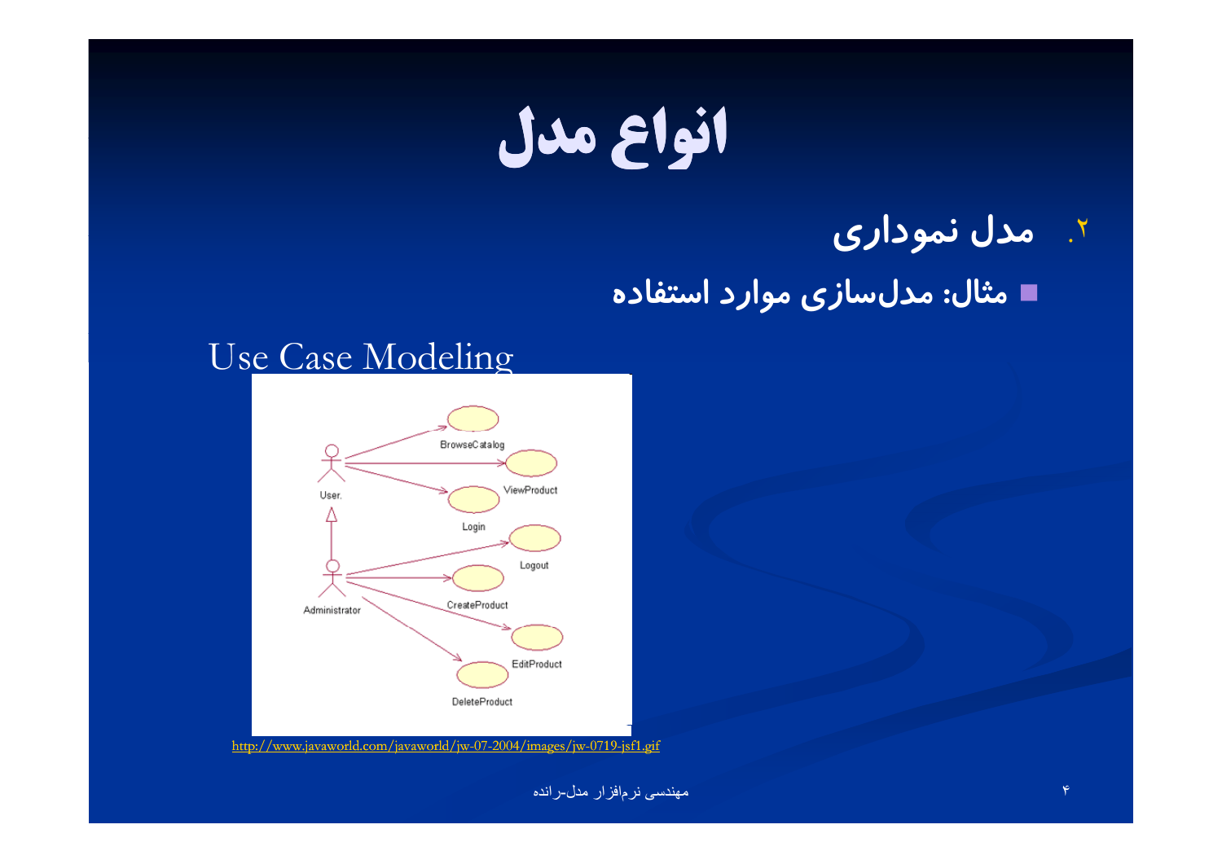# انواع مدل

۲. **مدل نموداری**

- **مثال: مدل‌سازی موارد استفاده**

Use Case Modeling

http://www.javaworld.com/javaworld/jw-07-2004/images/jw-0719-jsf1.gif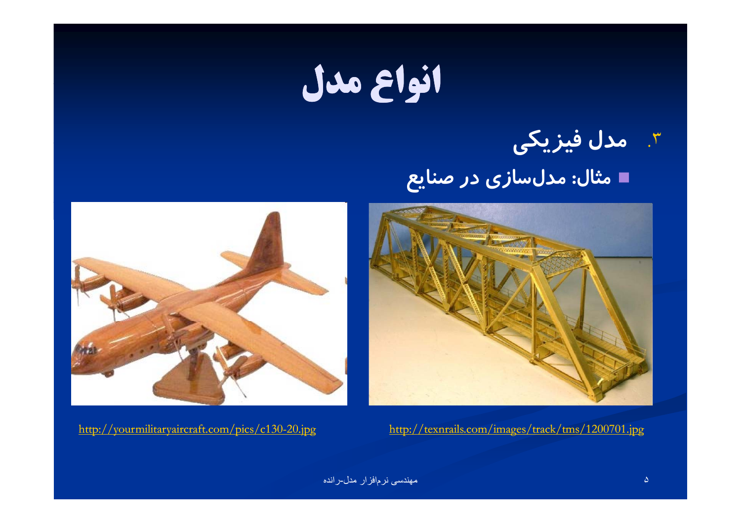# انواع مدل

۳. **مدل فیزیکی**

- **مثال: مدل‌سازی در صنایع**

http://yourmilitaryaircraft.com/pics/c130-20.jpg

http://texnrails.com/images/track/tms/1200701.jpg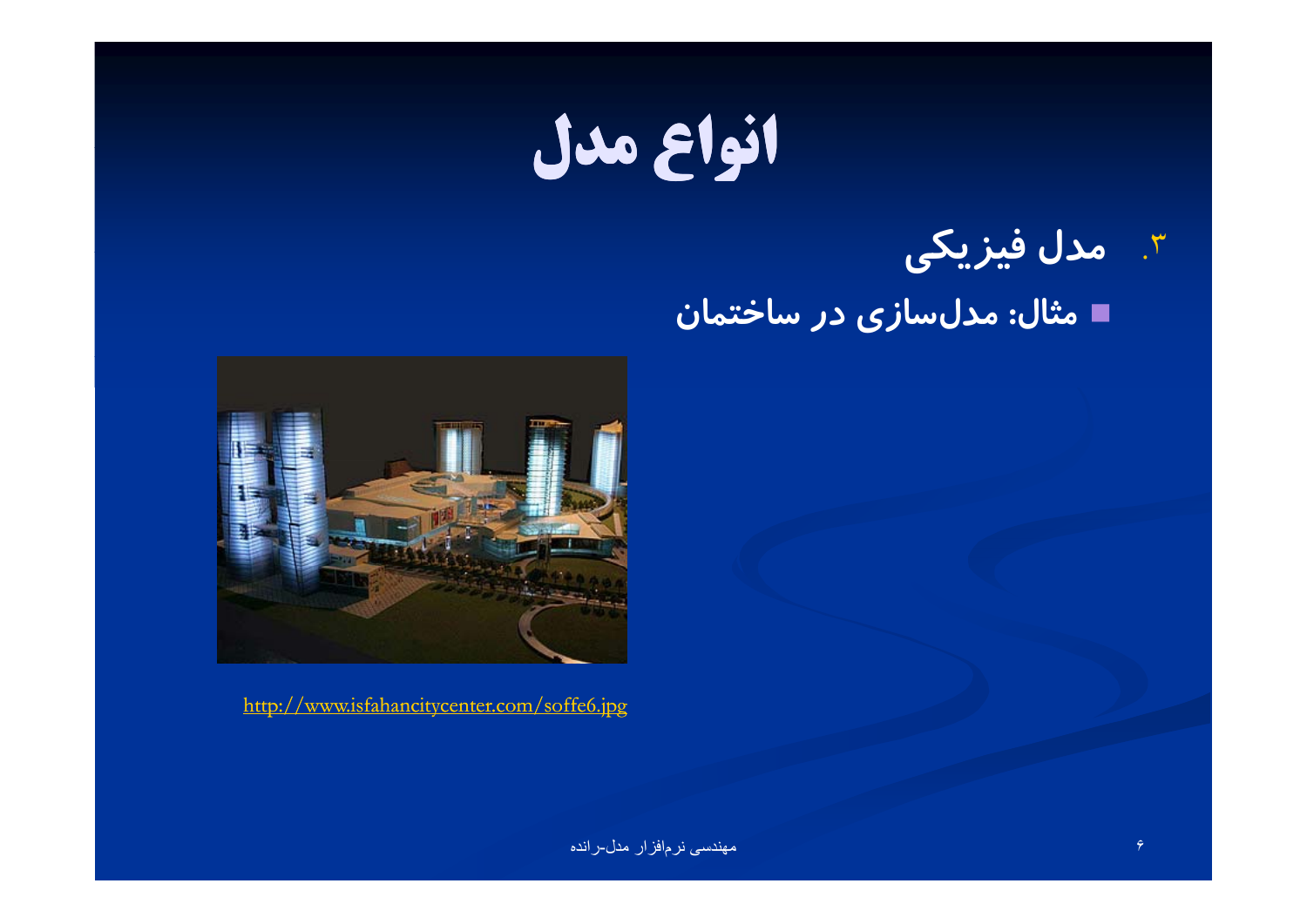# انواع مدل

۳. **مدل فیزیکی**

- **مثال: مدل‌سازی در ساختمان**

http://www.isfahancitycenter.com/soffe6.jpg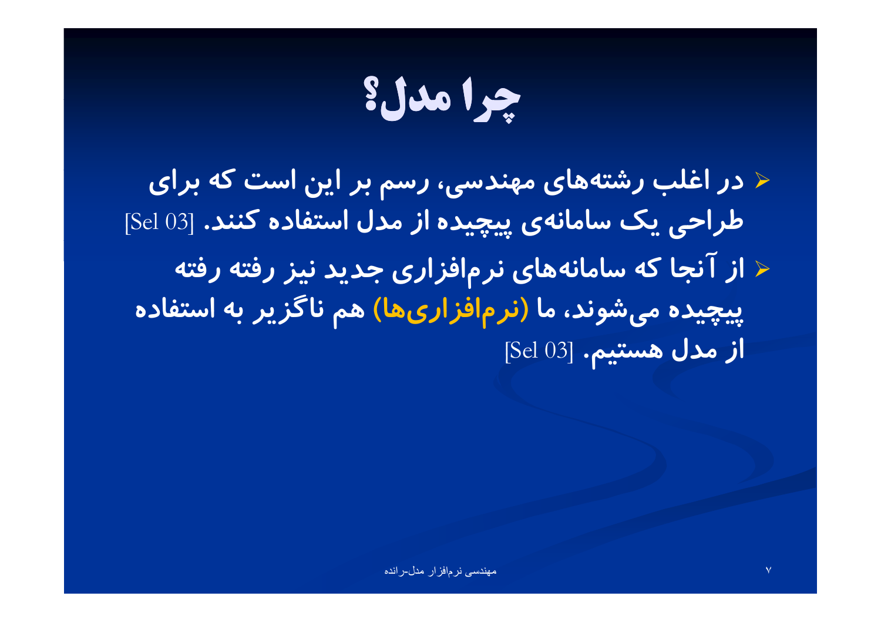# چرا مدل؟

- در اغلب رشته‌های مهندسی، رسم بر این است که برای طراحی یک سامانه‌ی پیچیده از مدل استفاده کنند. [Sel 03]
- از آنجا که سامانه‌های نرم‌افزاری جدید نیز رفته رفته پیچیده می‌شوند، ما (نرم‌افزاری‌ها) هم ناگزیر به استفاده از مدل هستیم. [Sel 03]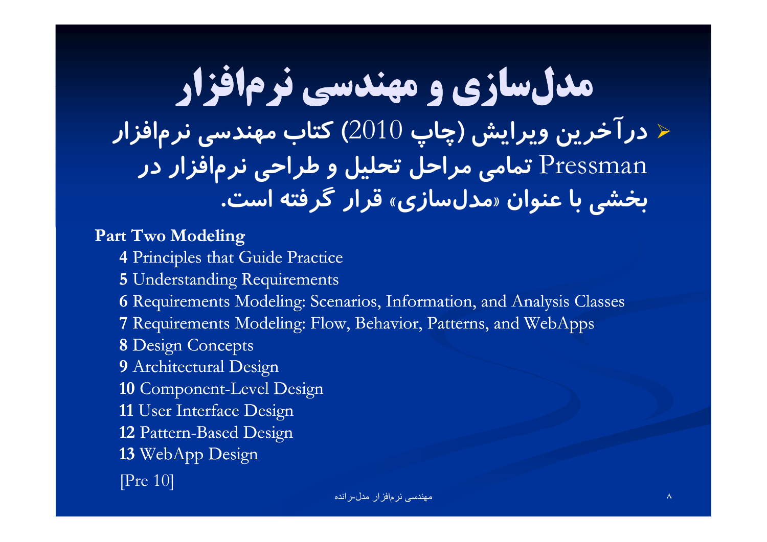# مدل‌سازی و مهندسی نرم‌افزار

- درآخرین ویرایش (چاپ 2010) کتاب مهندسی نرم‌افزار Pressman تمامی مراحل تحلیل و طراحی نرم‌افزار در بخشی با عنوان «مدل‌سازی» قرار گرفته است.

**Part Two Modeling**

- **4** Principles that Guide Practice
- **5** Understanding Requirements
- **6** Requirements Modeling: Scenarios, Information, and Analysis Classes
- **7** Requirements Modeling: Flow, Behavior, Patterns, and WebApps
- **8** Design Concepts
- **9** Architectural Design
- **10** Component-Level Design
- **11** User Interface Design
- **12** Pattern-Based Design
- **13** WebApp Design

[Pre 10]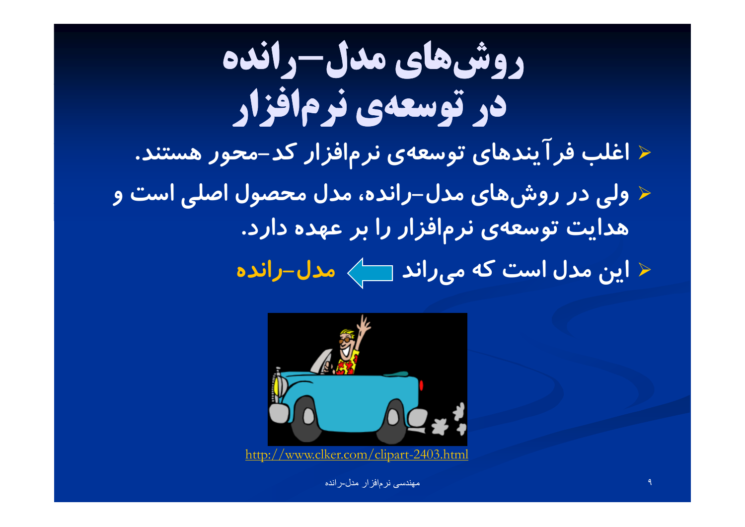# روش‌های مدل–رانده در توسعه‌ی نرم‌افزار

- اغلب فرآیندهای توسعه‌ی نرم‌افزار کد-محور هستند.
- ولی در روش‌های مدل-رانده، مدل محصول اصلی است و هدایت توسعه‌ی نرم‌افزار را بر عهده دارد.
- این مدل است که می‌راند ⟸ **مدل-رانده**

http://www.clker.com/clipart-2403.html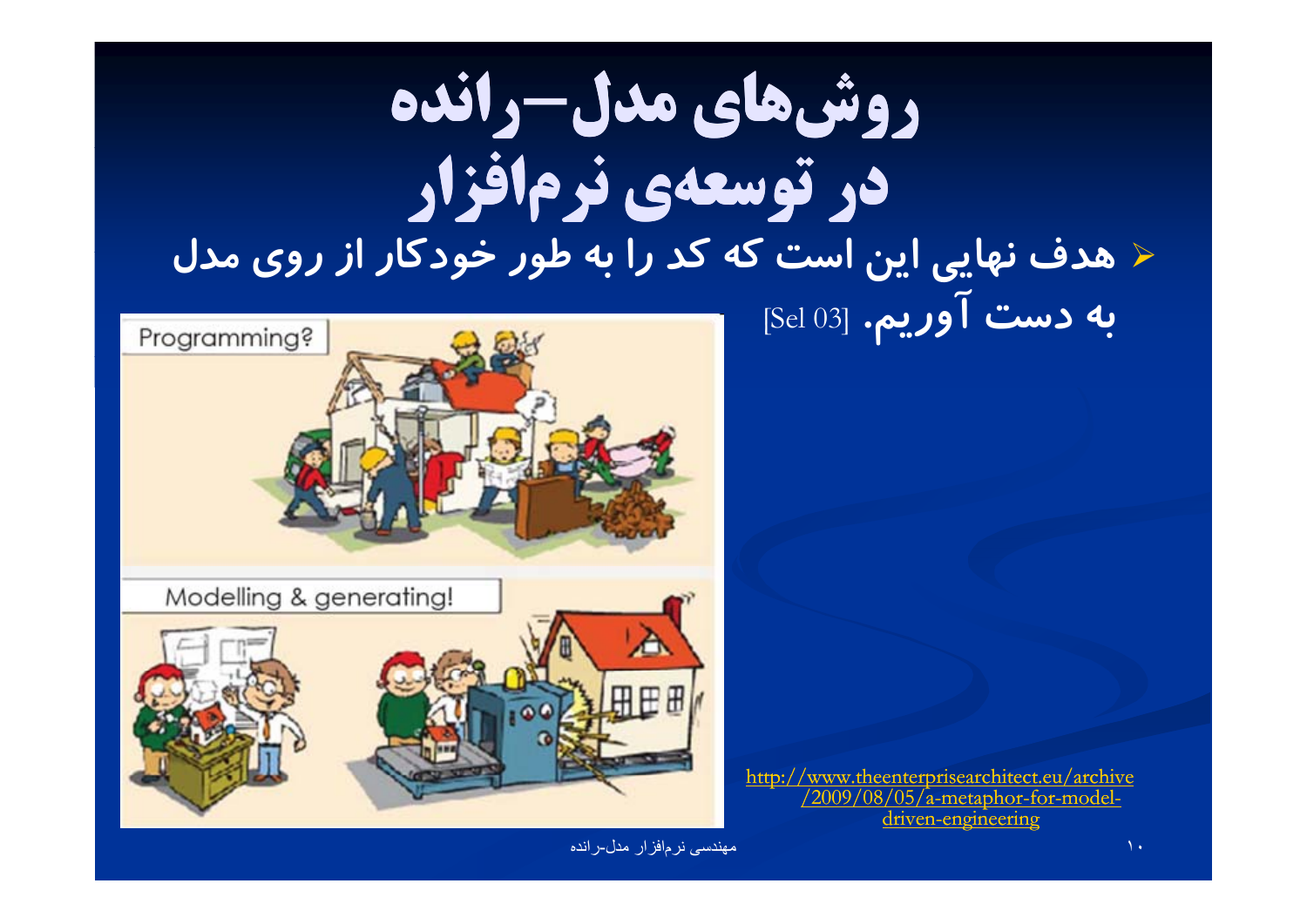# روش‌های مدل–رانده
# در توسعه‌ی نرم‌افزار

- هدف نهایی این است که کد را به طور خودکار از روی مدل به دست آوریم. [Sel 03]

http://www.theenterprisearchitect.eu/archive/2009/08/05/a-metaphor-for-model-driven-engineering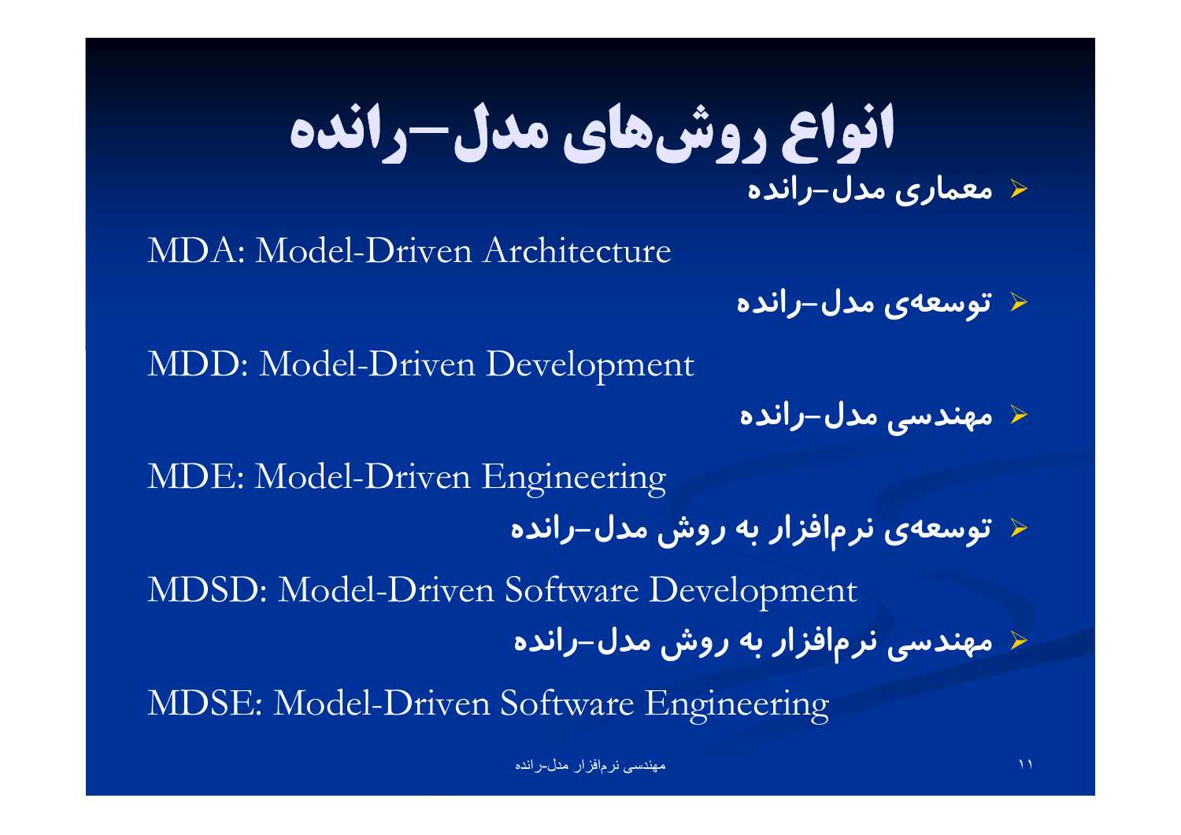# انواع روش‌های مدل–رانده

- معماری مدل–رانده

MDA: Model-Driven Architecture

- توسعه‌ی مدل–رانده

MDD: Model-Driven Development

- مهندسی مدل–رانده

MDE: Model-Driven Engineering

- توسعه‌ی نرم‌افزار به روش مدل–رانده

MDSD: Model-Driven Software Development

- مهندسی نرم‌افزار به روش مدل–رانده

MDSE: Model-Driven Software Engineering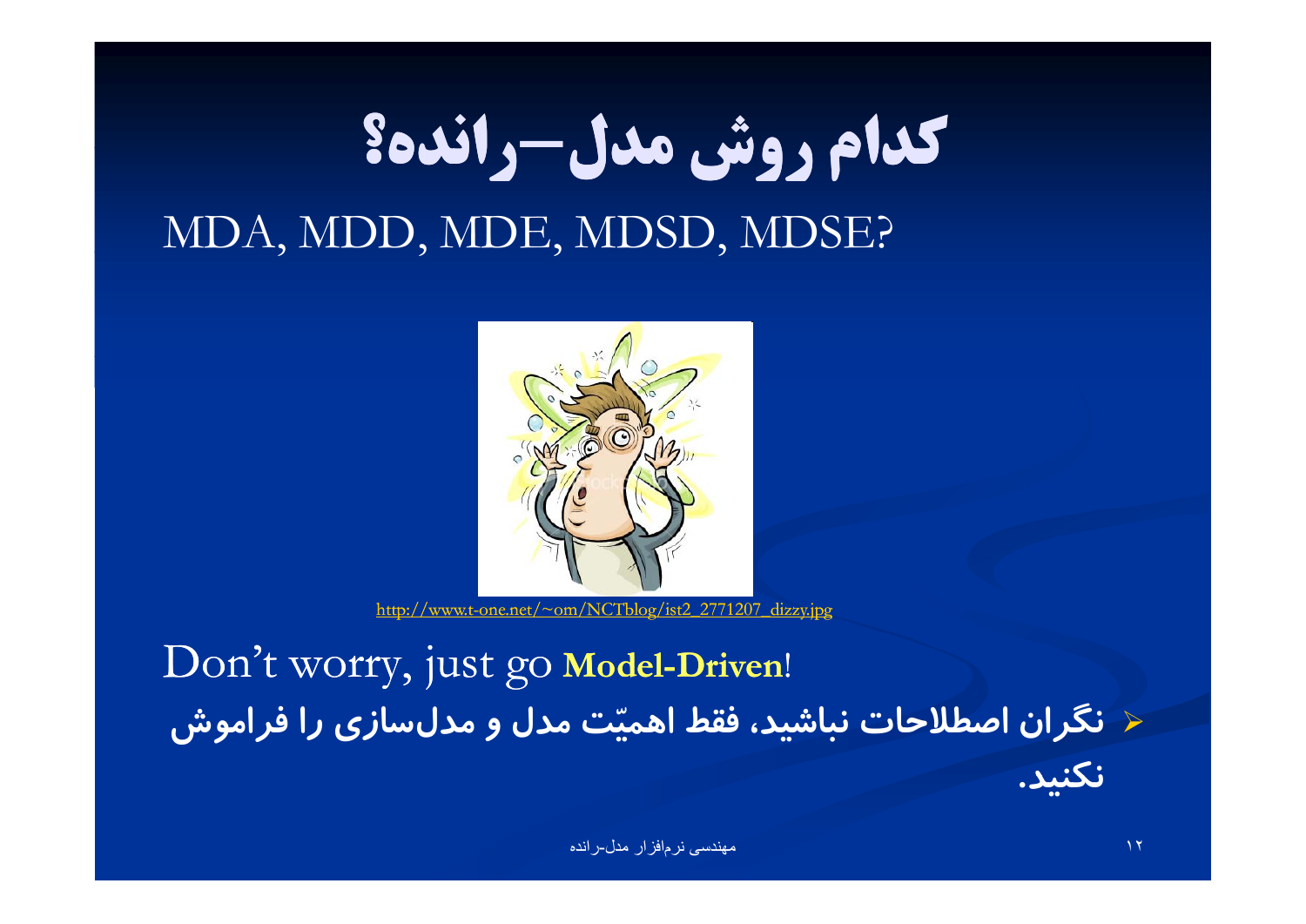# کدام روش مدل–رانده؟

MDA, MDD, MDE, MDSD, MDSE?

http://www.t-one.net/~om/NCTblog/ist2_2771207_dizzy.jpg

Don't worry, just go **Model-Driven**!

- **نگران اصطلاحات نباشید، فقط اهمیّت مدل و مدل‌سازی را فراموش نکنید.**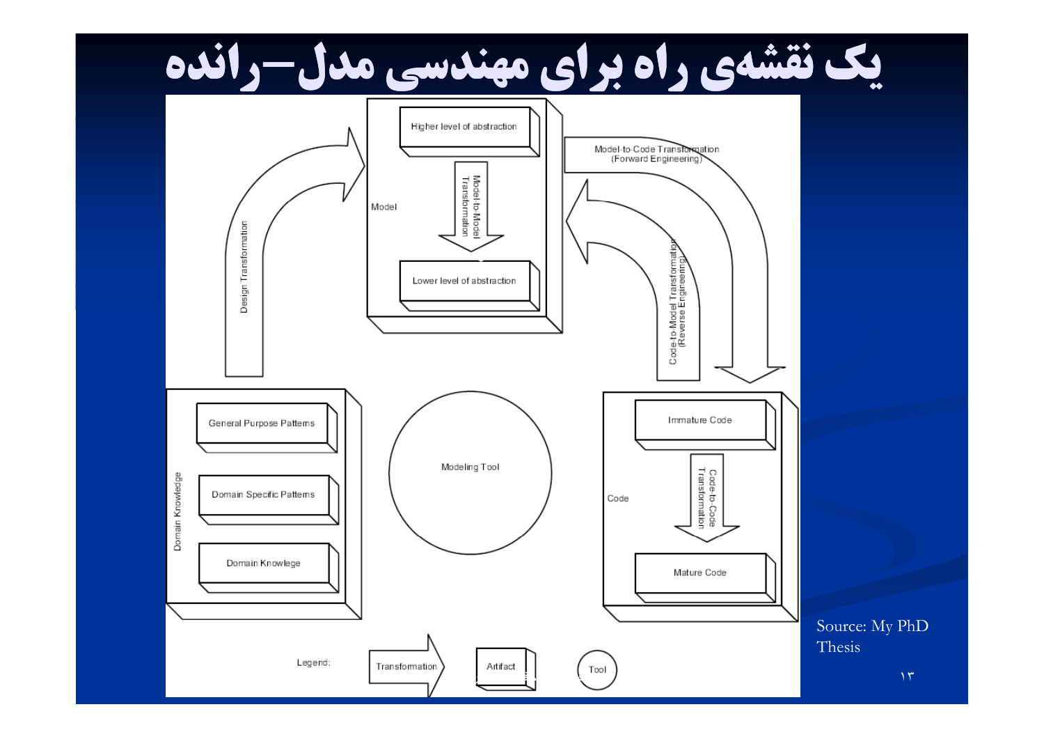# یک نقشه‌ی راه برای مهندسی مدل–رانده

Model

Higher level of abstraction

Model-to-Model Transformation

Lower level of abstraction

Model-to-Code Transformation (Forward Engineering)

Code-to-Model Transformation (Reverse Engineering)

Design Transformation

Domain Knowledge

General Purpose Patterns

Domain Specific Patterns

Domain Knowlege

Modeling Tool

Code

Immature Code

Code-to-Code Transformation

Mature Code

Legend: Transformation, Artifact, Tool

Source: My PhD Thesis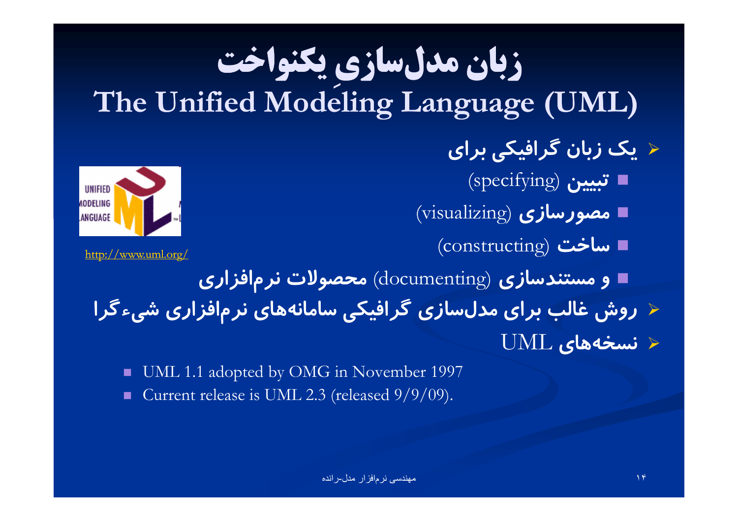# زبان مدل‌سازیِ یکنواخت
# The Unified Modeling Language (UML)

- **یک زبان گرافیکی برای**
  - **تبیین** (specifying)
  - **مصورسازی** (visualizing)
  - **ساخت** (constructing)
  - **و مستندسازی** (documenting) **محصولات نرم‌افزاری**
- **روش غالب برای مدل‌سازی گرافیکی سامانه‌های نرم‌افزاری شیءگرا**
- **نسخه‌های** UML
  - UML 1.1 adopted by OMG in November 1997
  - Current release is UML 2.3 (released 9/9/09).

http://www.uml.org/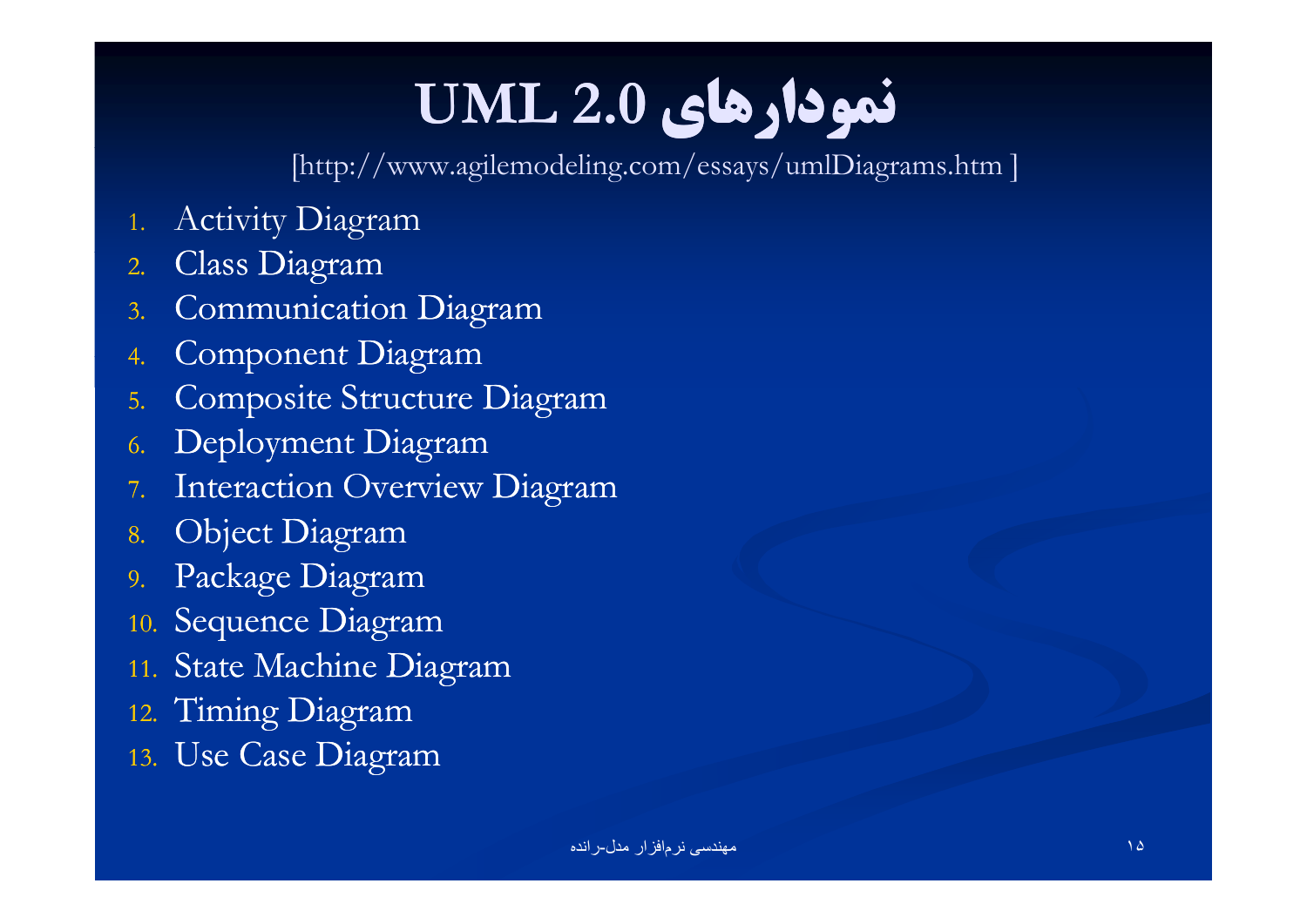# نمودارهای UML 2.0

[http://www.agilemodeling.com/essays/umlDiagrams.htm ]

1. Activity Diagram
2. Class Diagram
3. Communication Diagram
4. Component Diagram
5. Composite Structure Diagram
6. Deployment Diagram
7. Interaction Overview Diagram
8. Object Diagram
9. Package Diagram
10. Sequence Diagram
11. State Machine Diagram
12. Timing Diagram
13. Use Case Diagram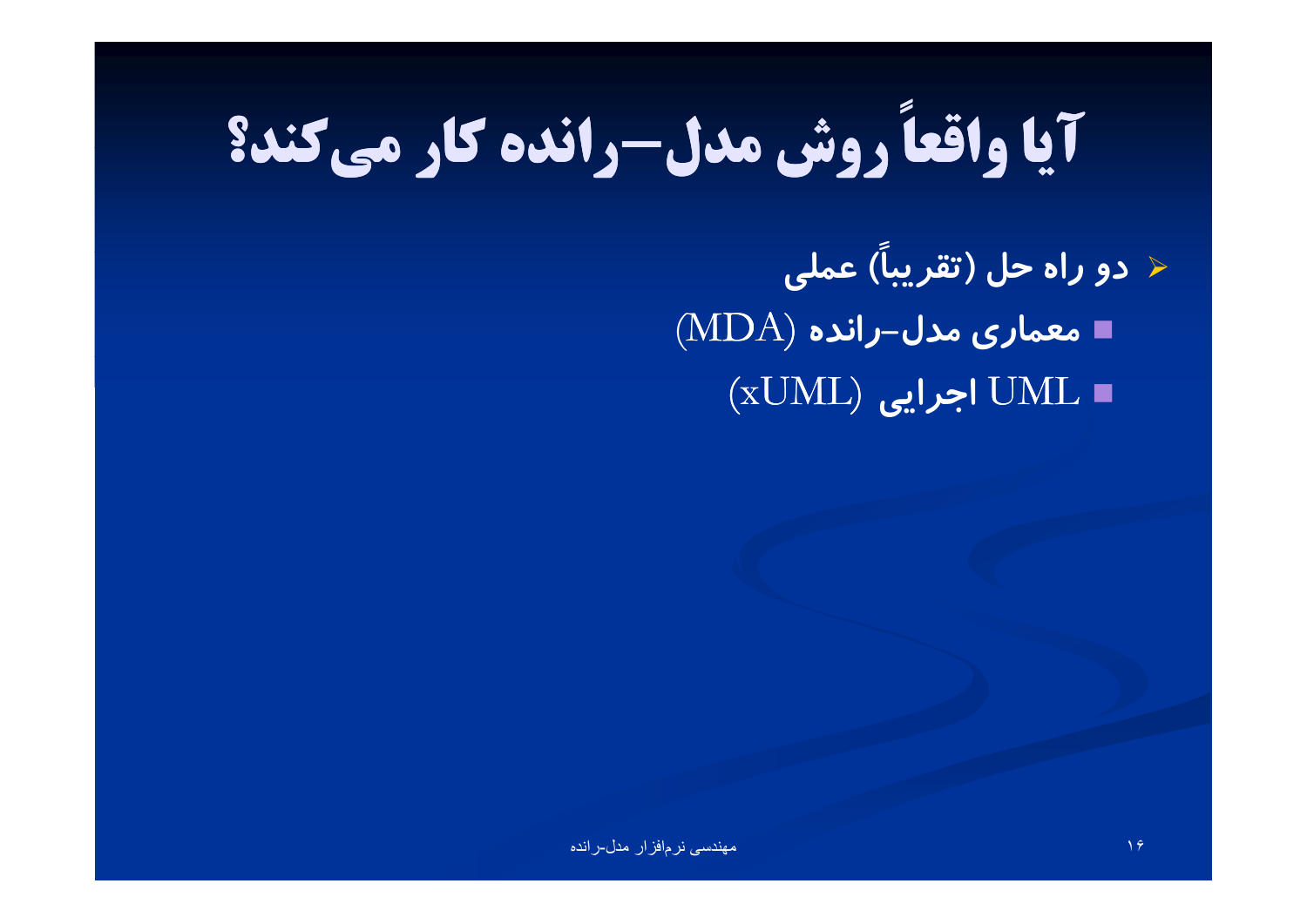# آیا واقعاً روش مدل–رانده کار می‌کند؟

- دو راه حل (تقریباً) عملی
  - معماری مدل-رانده (MDA)
  - UML اجرایی (xUML)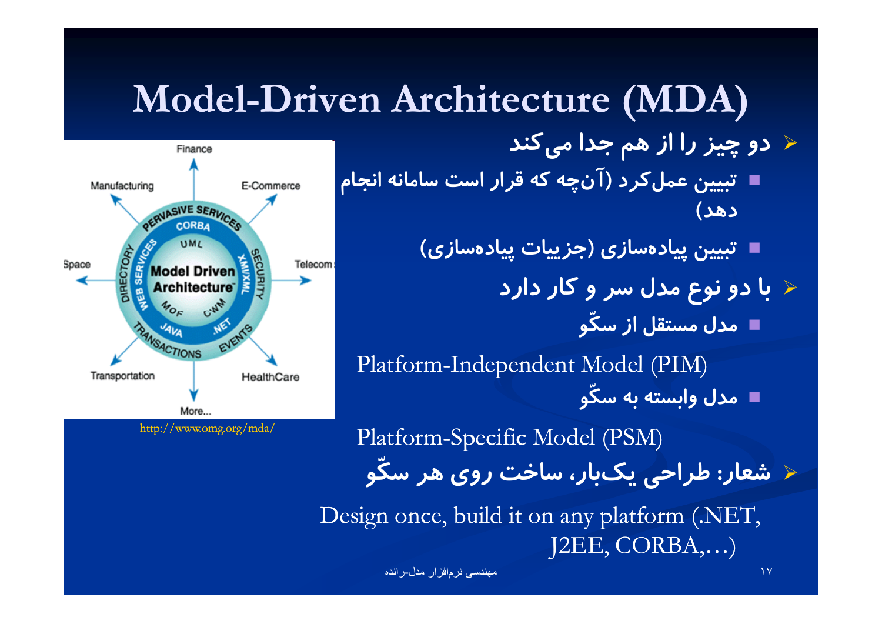# Model-Driven Architecture (MDA)

- دو چیز را از هم جدا می‌کند
  - تبیین عمل‌کرد (آن‌چه که قرار است سامانه انجام دهد)
  - تبیین پیاده‌سازی (جزییات پیاده‌سازی)
- با دو نوع مدل سر و کار دارد
  - مدل مستقل از سکّو

    Platform-Independent Model (PIM)
  - مدل وابسته به سکّو

    Platform-Specific Model (PSM)
- شعار: طراحی یک‌بار، ساخت روی هر سکّو

  Design once, build it on any platform (.NET, J2EE, CORBA,…)

http://www.omg.org/mda/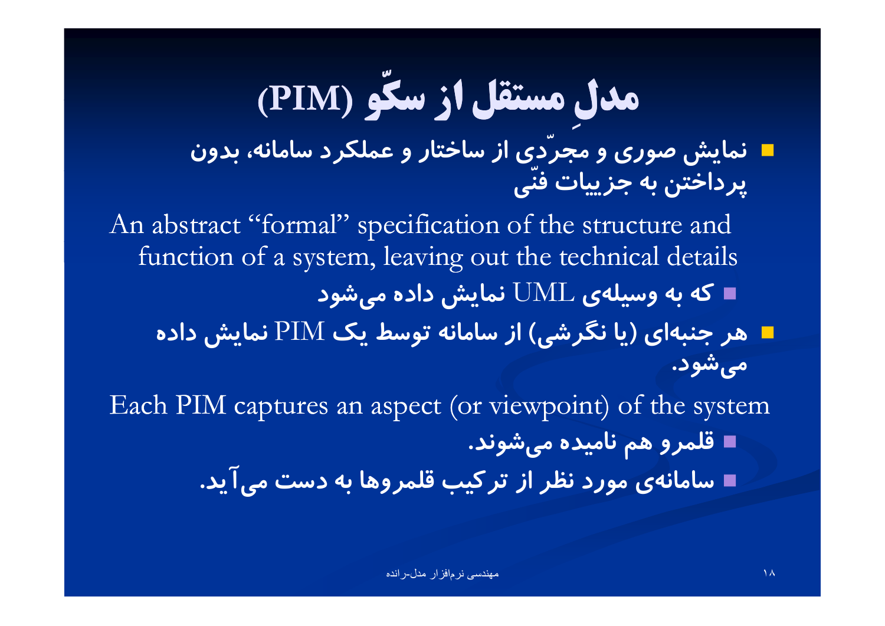# مدلِ مستقل از سکّو (PIM)

- نمایش صوری و مجرّدی از ساختار و عملکرد سامانه، بدون پرداختن به جزییات فنّی

An abstract "formal" specification of the structure and function of a system, leaving out the technical details

  - که به وسیله‌ی UML نمایش داده می‌شود

- هر جنبه‌ای (یا نگرشی) از سامانه توسط یک PIM نمایش داده می‌شود.

Each PIM captures an aspect (or viewpoint) of the system

  - قلمرو هم نامیده می‌شوند.
  - سامانه‌ی مورد نظر از ترکیب قلمروها به دست می‌آید.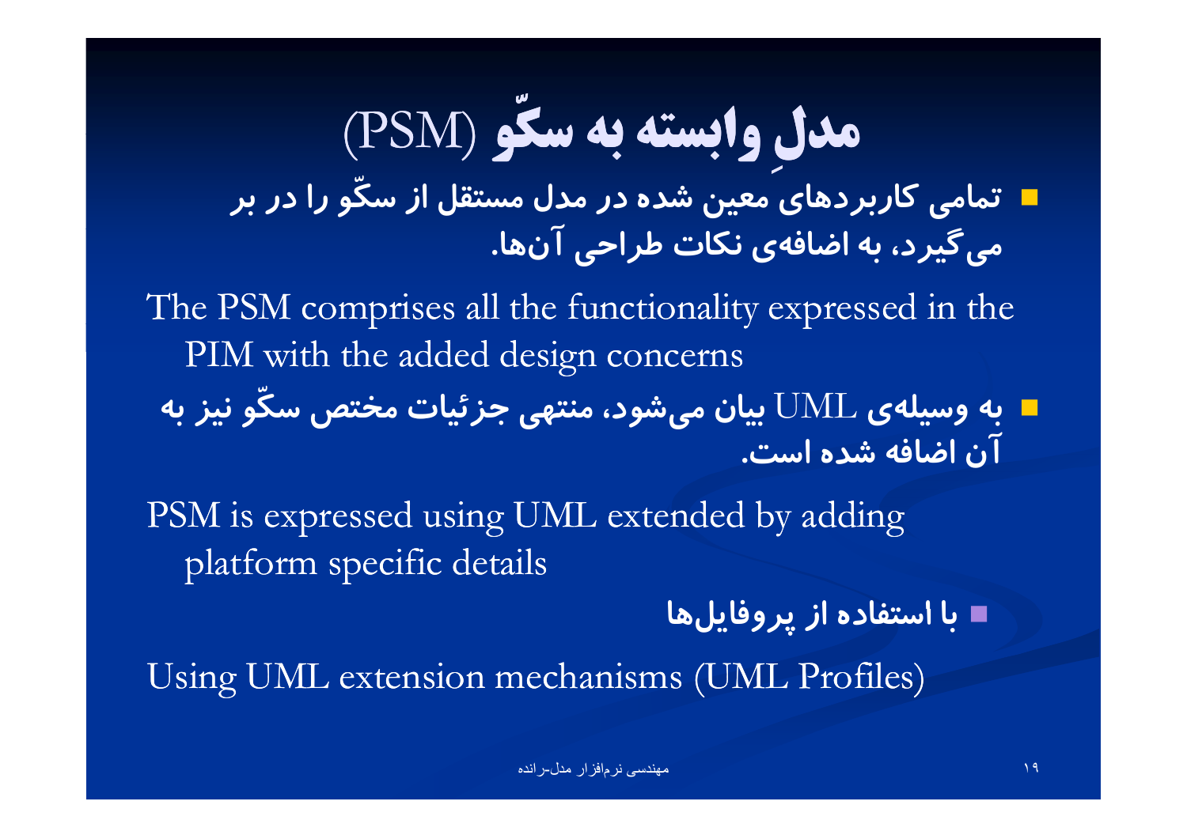# مدلِ وابسته به سکّو (PSM)

- تمامی کاربردهای معین شده در مدل مستقل از سکّو را در بر می‌گیرد، به اضافه‌ی نکات طراحی آن‌ها.

The PSM comprises all the functionality expressed in the PIM with the added design concerns

- به وسیله‌ی UML بیان می‌شود، منتهی جزئیات مختص سکّو نیز به آن اضافه شده است.

PSM is expressed using UML extended by adding platform specific details

  - با استفاده از پروفایل‌ها

Using UML extension mechanisms (UML Profiles)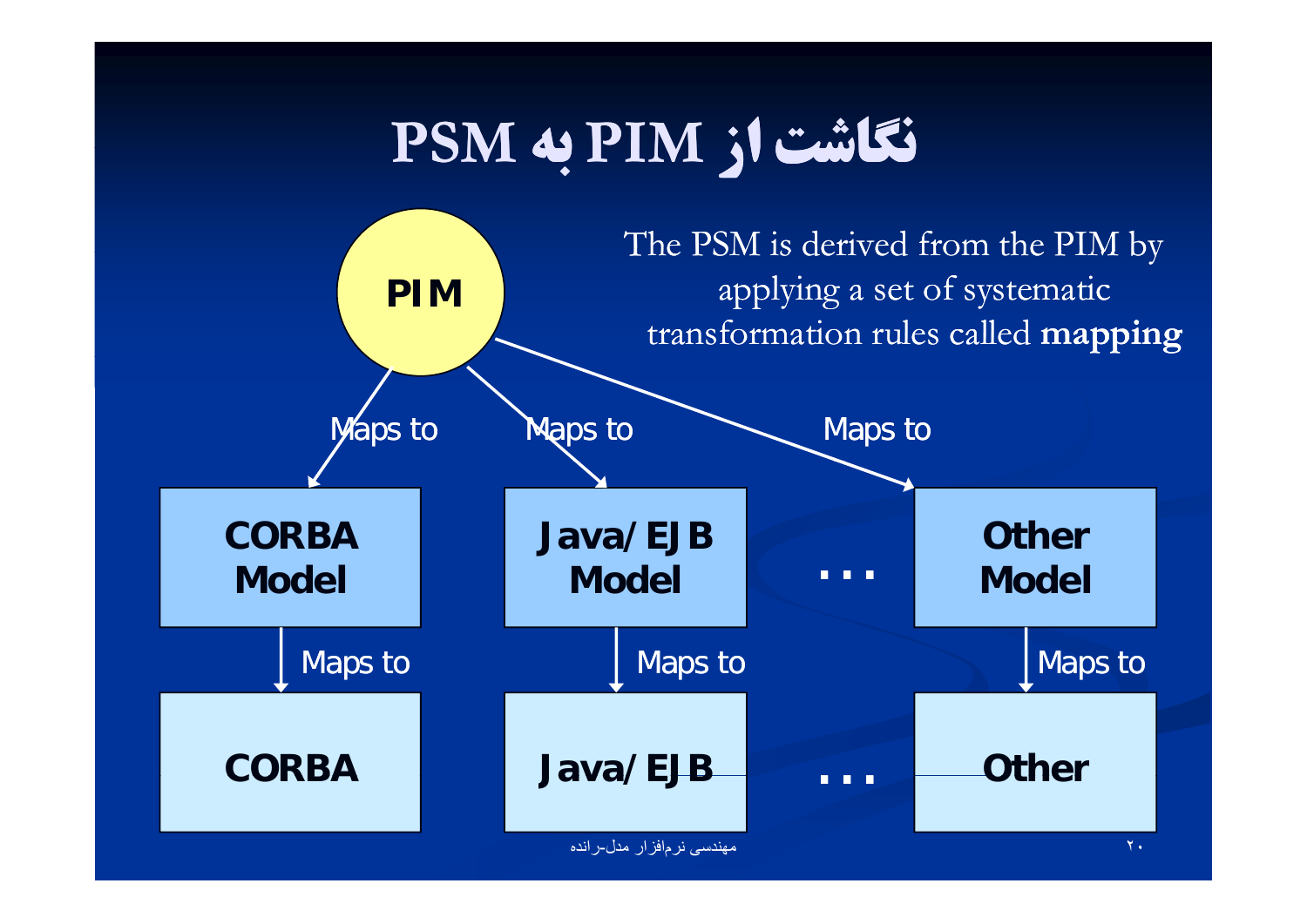# نگاشت از PIM به PSM

The PSM is derived from the PIM by applying a set of systematic transformation rules called **mapping**

**PIM**

Maps to — Maps to — Maps to

| **CORBA Model** | **Java/EJB Model** | ... | **Other Model** |
|---|---|---|---|
| Maps to | Maps to | | Maps to |
| **CORBA** | **Java/EJB** | ... | **Other** |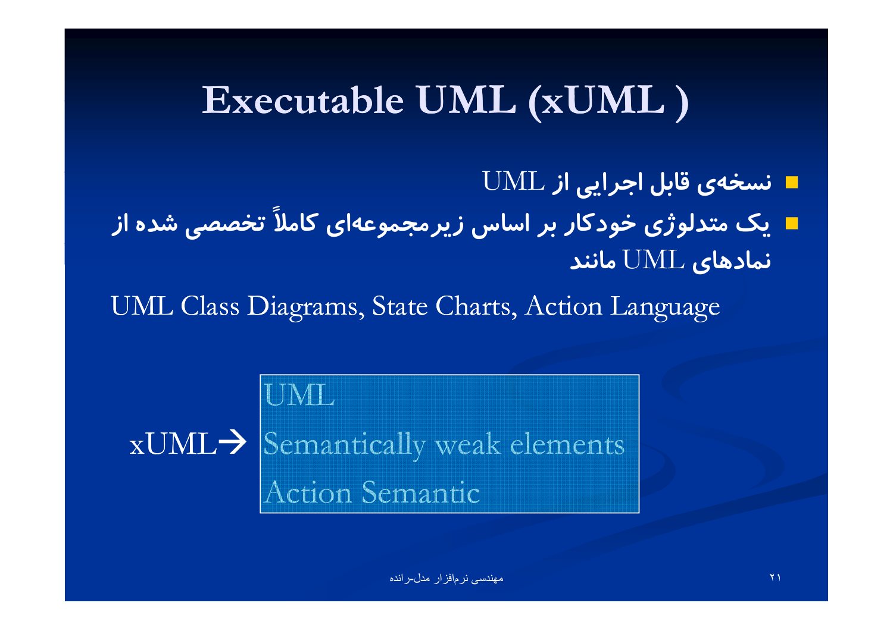# Executable UML (xUML )

- نسخه‌ی قابل اجرایی از UML
- یک متدلوژی خودکار بر اساس زیرمجموعه‌ای کاملاً تخصصی شده از نمادهای UML مانند

UML Class Diagrams, State Charts, Action Language

xUML→

| UML |
| --- |
| Semantically weak elements |
| Action Semantic |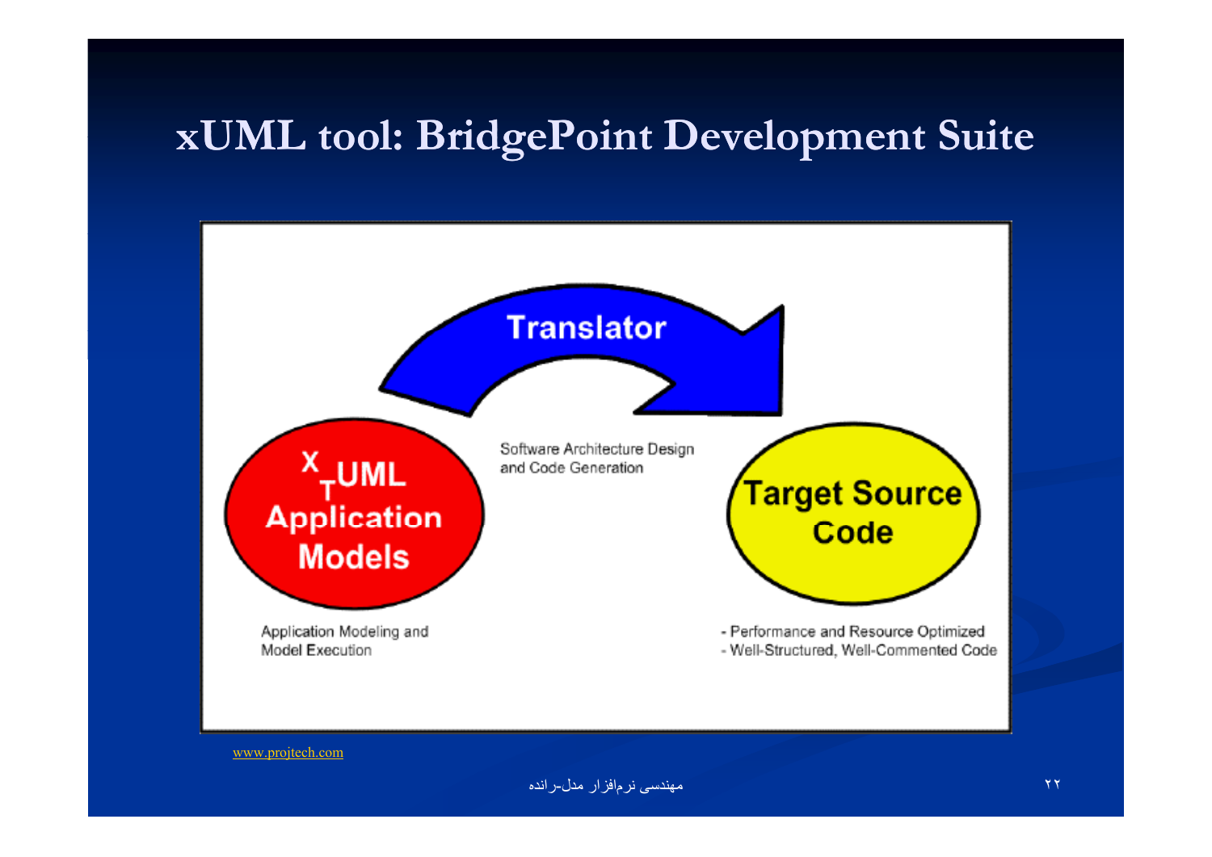# xUML tool: BridgePoint Development Suite

Translator

Software Architecture Design and Code Generation

xTUML Application Models

Application Modeling and Model Execution

Target Source Code

- Performance and Resource Optimized
- Well-Structured, Well-Commented Code

www.projtech.com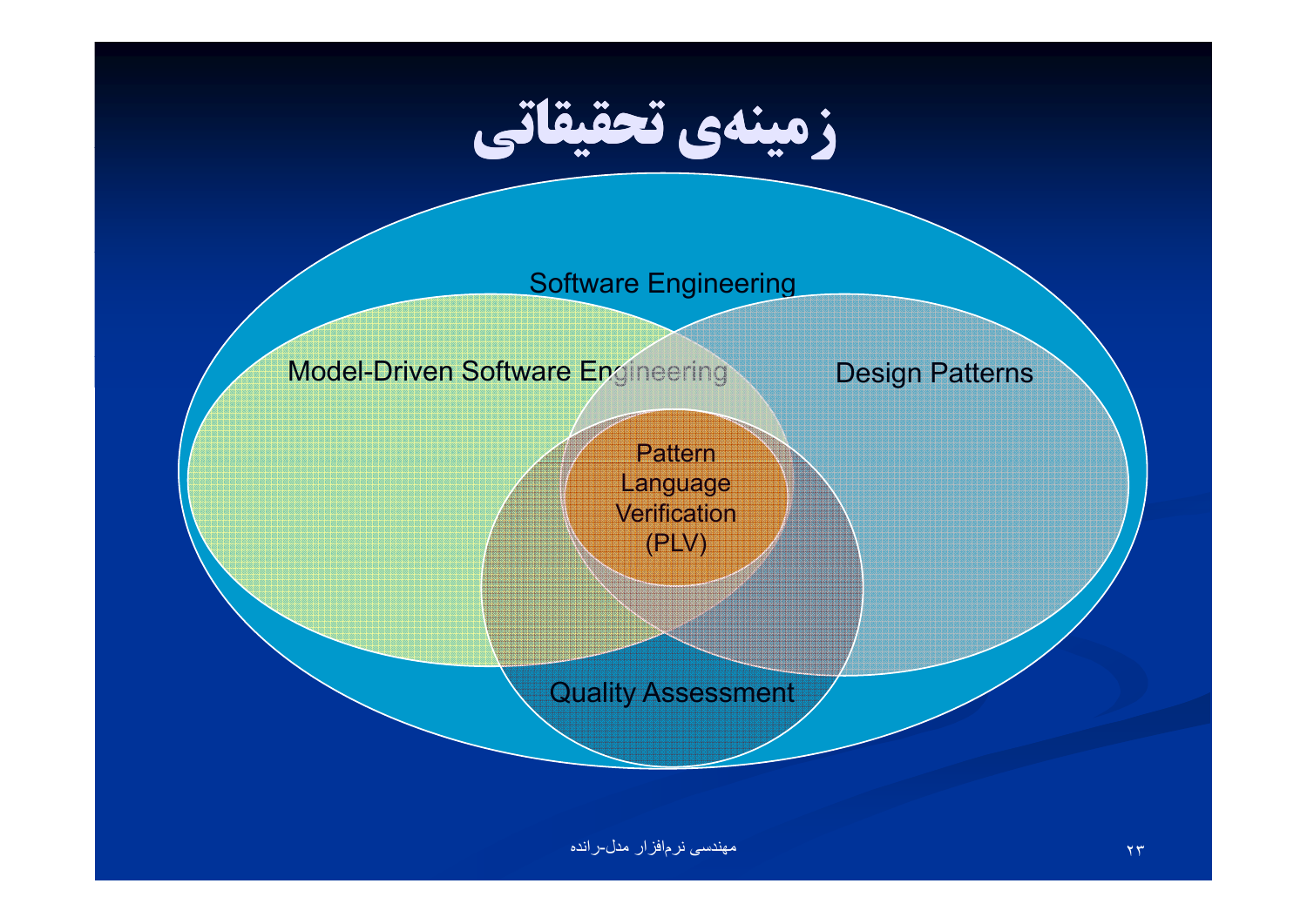# زمینه‌ی تحقیقاتی

Software Engineering

Model-Driven Software Engineering

Design Patterns

Pattern Language Verification (PLV)

Quality Assessment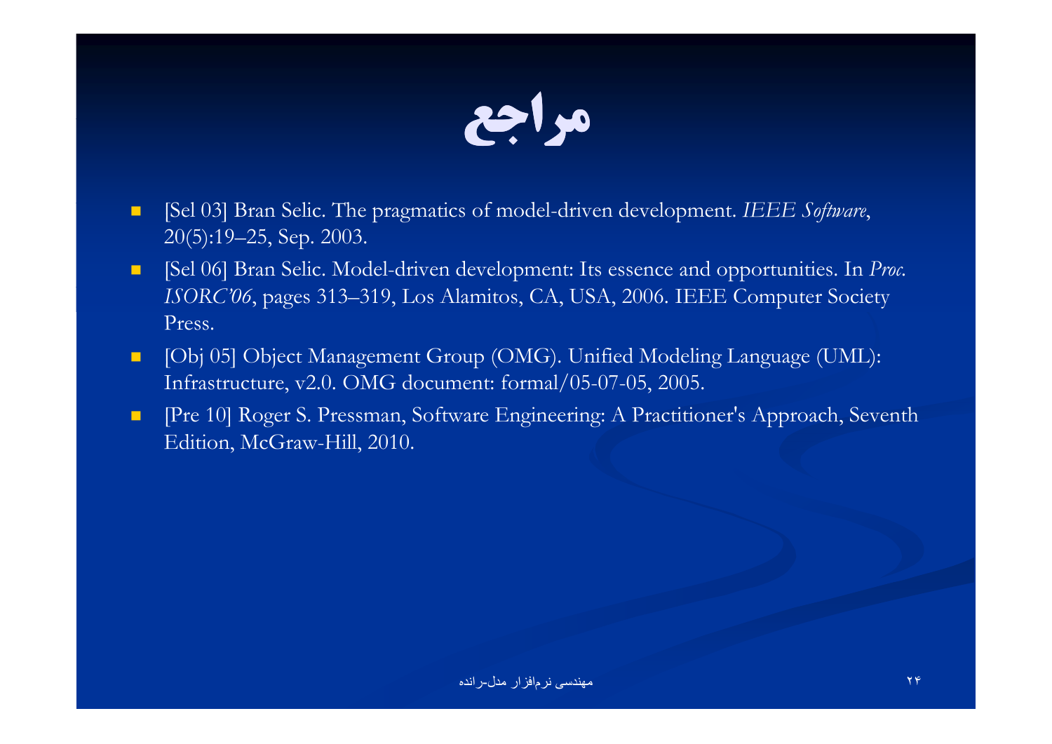# مراجع

- [Sel 03] Bran Selic. The pragmatics of model-driven development. *IEEE Software*, 20(5):19–25, Sep. 2003.
- [Sel 06] Bran Selic. Model-driven development: Its essence and opportunities. In *Proc. ISORC'06*, pages 313–319, Los Alamitos, CA, USA, 2006. IEEE Computer Society Press.
- [Obj 05] Object Management Group (OMG). Unified Modeling Language (UML): Infrastructure, v2.0. OMG document: formal/05-07-05, 2005.
- [Pre 10] Roger S. Pressman, Software Engineering: A Practitioner's Approach, Seventh Edition, McGraw-Hill, 2010.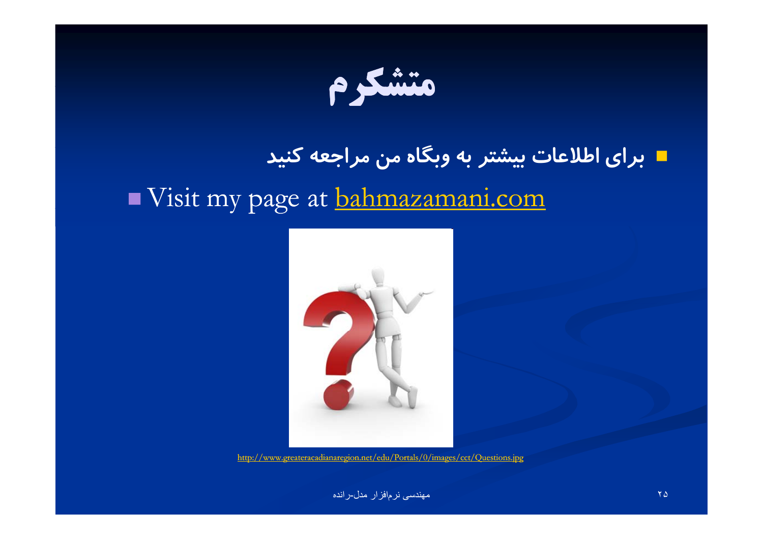# متشکرم

- برای اطلاعات بیشتر به وبگاه من مراجعه کنید
- Visit my page at bahmazamani.com

http://www.greateracadianaregion.net/edu/Portals/0/images/cct/Questions.jpg